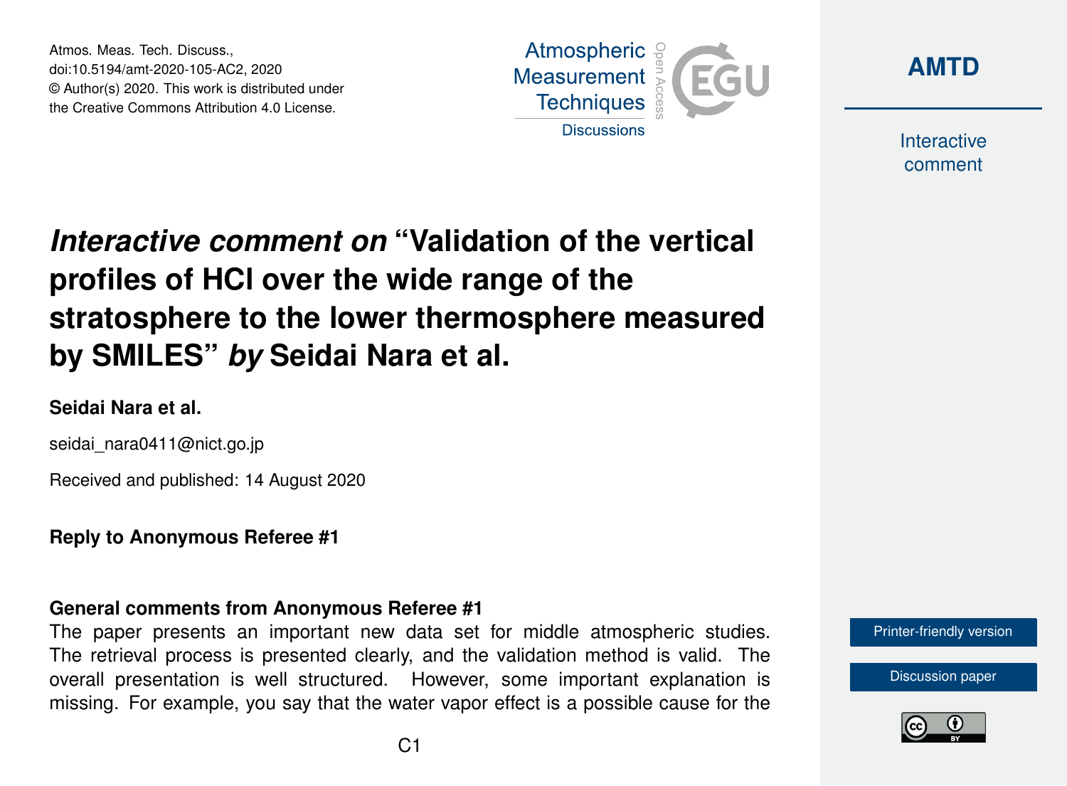Atmos. Meas. Tech. Discuss.,
doi:10.5194/amt-2020-105-AC2, 2020
© Author(s) 2020. This work is distributed under
the Creative Commons Attribution 4.0 License.

# *Interactive comment on* "Validation of the vertical profiles of HCl over the wide range of the stratosphere to the lower thermosphere measured by SMILES" *by* Seidai Nara et al.

**Seidai Nara et al.**

seidai_nara0411@nict.go.jp

Received and published: 14 August 2020

**Reply to Anonymous Referee #1**

**General comments from Anonymous Referee #1**

The paper presents an important new data set for middle atmospheric studies. The retrieval process is presented clearly, and the validation method is valid. The overall presentation is well structured. However, some important explanation is missing. For example, you say that the water vapor effect is a possible cause for the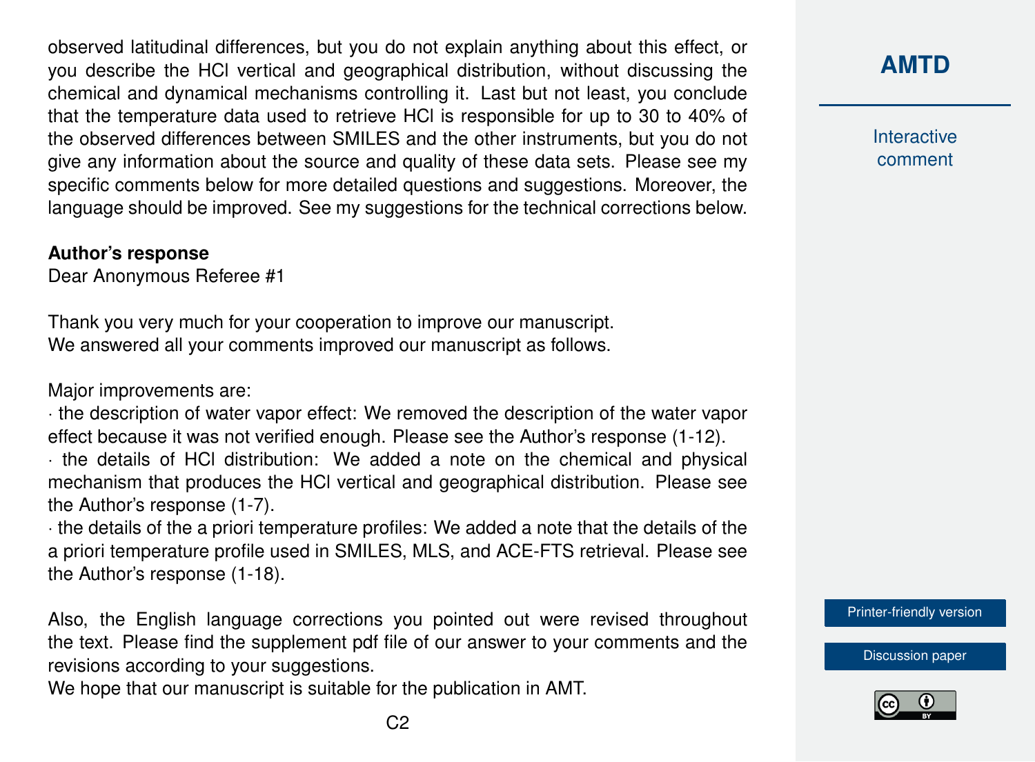observed latitudinal differences, but you do not explain anything about this effect, or you describe the HCl vertical and geographical distribution, without discussing the chemical and dynamical mechanisms controlling it. Last but not least, you conclude that the temperature data used to retrieve HCl is responsible for up to 30 to 40% of the observed differences between SMILES and the other instruments, but you do not give any information about the source and quality of these data sets. Please see my specific comments below for more detailed questions and suggestions. Moreover, the language should be improved. See my suggestions for the technical corrections below.

**Author's response**

Dear Anonymous Referee #1

Thank you very much for your cooperation to improve our manuscript.
We answered all your comments improved our manuscript as follows.

Major improvements are:

· the description of water vapor effect: We removed the description of the water vapor effect because it was not verified enough. Please see the Author's response (1-12).

· the details of HCl distribution: We added a note on the chemical and physical mechanism that produces the HCl vertical and geographical distribution. Please see the Author's response (1-7).

· the details of the a priori temperature profiles: We added a note that the details of the a priori temperature profile used in SMILES, MLS, and ACE-FTS retrieval. Please see the Author's response (1-18).

Also, the English language corrections you pointed out were revised throughout the text. Please find the supplement pdf file of our answer to your comments and the revisions according to your suggestions.
We hope that our manuscript is suitable for the publication in AMT.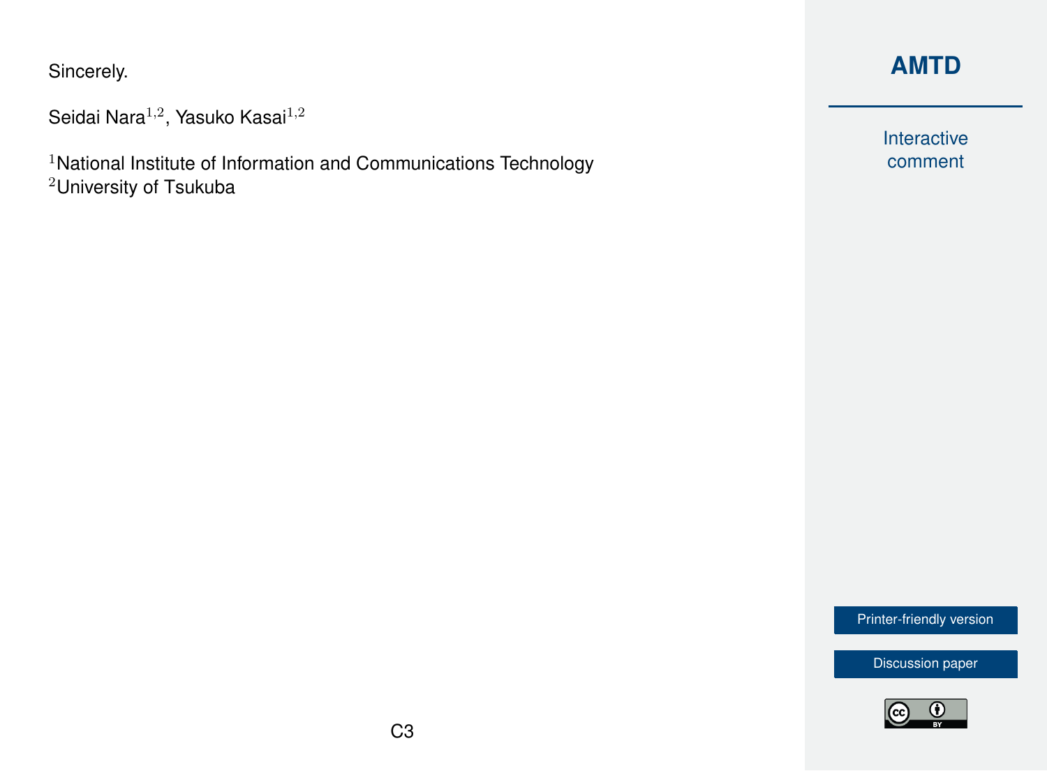Sincerely.

Seidai Nara[1,2], Yasuko Kasai[1,2]

[1]National Institute of Information and Communications Technology
[2]University of Tsukuba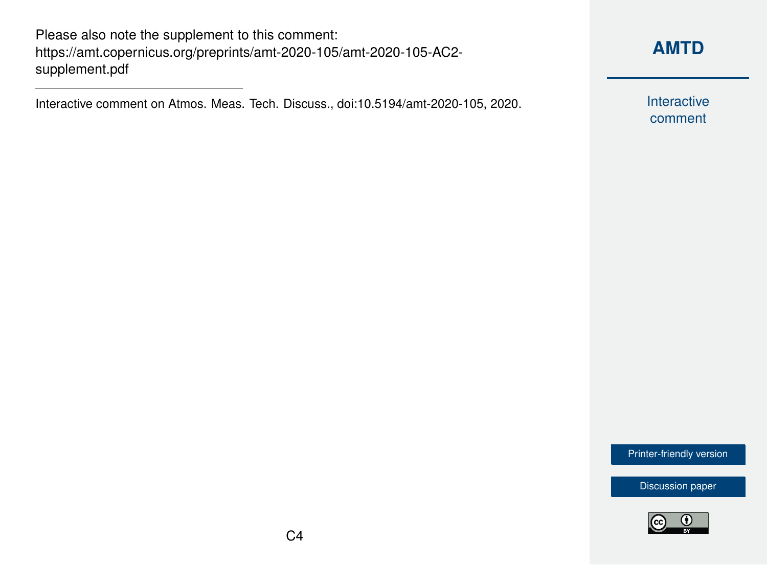Please also note the supplement to this comment:
https://amt.copernicus.org/preprints/amt-2020-105/amt-2020-105-AC2-supplement.pdf

---

Interactive comment on Atmos. Meas. Tech. Discuss., doi:10.5194/amt-2020-105, 2020.